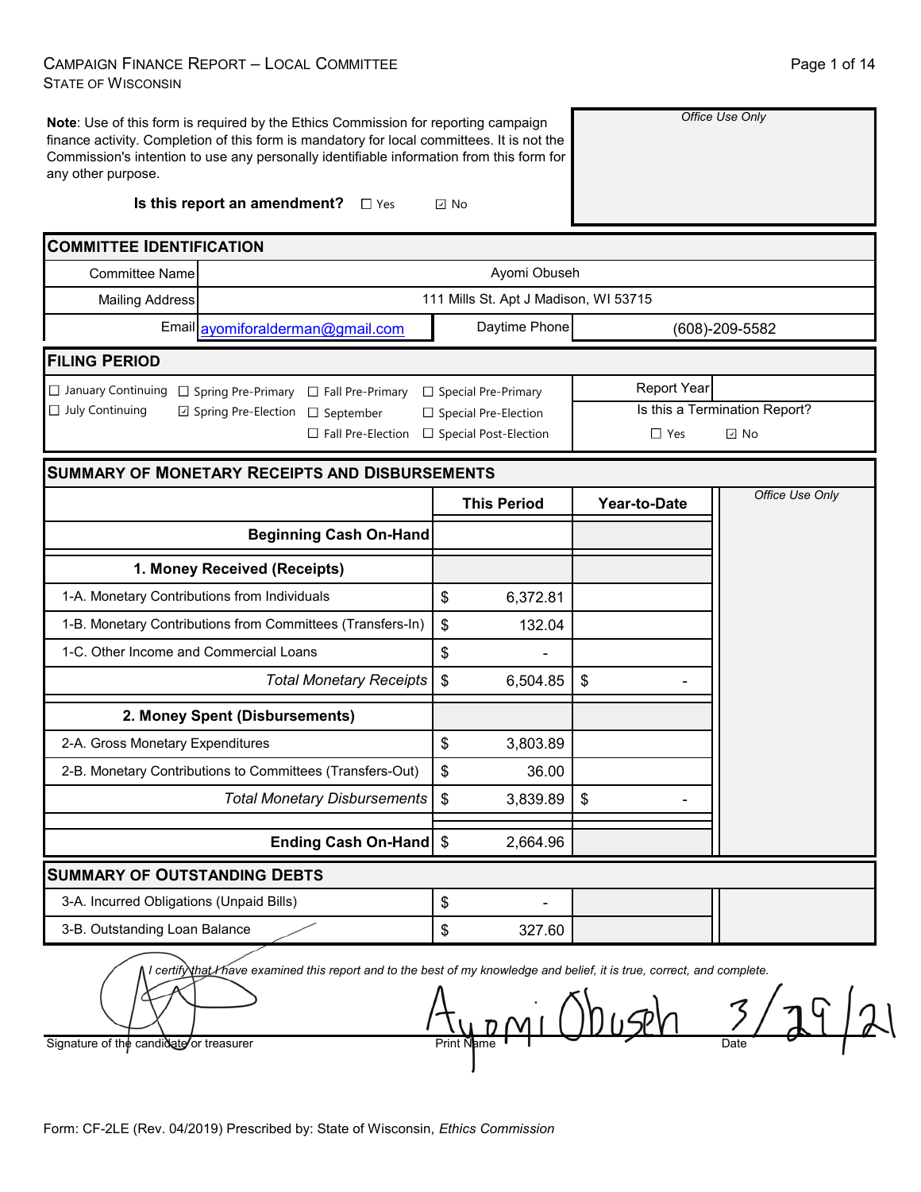CAMPAIGN FINANCE REPORT – LOCAL COMMITTEE
STATE OF WISCONSIN

**Note**: Use of this form is required by the Ethics Commission for reporting campaign finance activity. Completion of this form is mandatory for local committees. It is not the Commission's intention to use any personally identifiable information from this form for any other purpose.

*Office Use Only*

**Is this report an amendment?** ☐ Yes ☑ No

## COMMITTEE IDENTIFICATION

| | |
|---|---|
| Committee Name | Ayomi Obuseh |
| Mailing Address | 111 Mills St. Apt J Madison, WI 53715 |
| Email | ayomiforalderman@gmail.com |
| Daytime Phone | (608)-209-5582 |

## FILING PERIOD

☐ January Continuing ☐ July Continuing ☐ Spring Pre-Primary ☑ Spring Pre-Election ☐ Fall Pre-Primary ☐ September ☐ Fall Pre-Election ☐ Special Pre-Primary ☐ Special Pre-Election ☐ Special Post-Election

Report Year:

Is this a Termination Report? ☐ Yes ☑ No

## SUMMARY OF MONETARY RECEIPTS AND DISBURSEMENTS

| | This Period | Year-to-Date | *Office Use Only* |
|---|---|---|---|
| **Beginning Cash On-Hand** | | | |
| **1. Money Received (Receipts)** | | | |
| 1-A. Monetary Contributions from Individuals | $ 6,372.81 | | |
| 1-B. Monetary Contributions from Committees (Transfers-In) | $ 132.04 | | |
| 1-C. Other Income and Commercial Loans | $ - | | |
| *Total Monetary Receipts* | $ 6,504.85 | $ - | |
| **2. Money Spent (Disbursements)** | | | |
| 2-A. Gross Monetary Expenditures | $ 3,803.89 | | |
| 2-B. Monetary Contributions to Committees (Transfers-Out) | $ 36.00 | | |
| *Total Monetary Disbursements* | $ 3,839.89 | $ - | |
| **Ending Cash On-Hand** | $ 2,664.96 | | |

## SUMMARY OF OUTSTANDING DEBTS

| | | | |
|---|---|---|---|
| 3-A. Incurred Obligations (Unpaid Bills) | $ - | | |
| 3-B. Outstanding Loan Balance | $ 327.60 | | |

*I certify that I have examined this report and to the best of my knowledge and belief, it is true, correct, and complete.*

| Signature of the candidate or treasurer | Print Name | Date |
|---|---|---|
| [signature] | Ayomi Obuseh | 3/29/21 |

Form: CF-2LE (Rev. 04/2019) Prescribed by: State of Wisconsin, *Ethics Commission*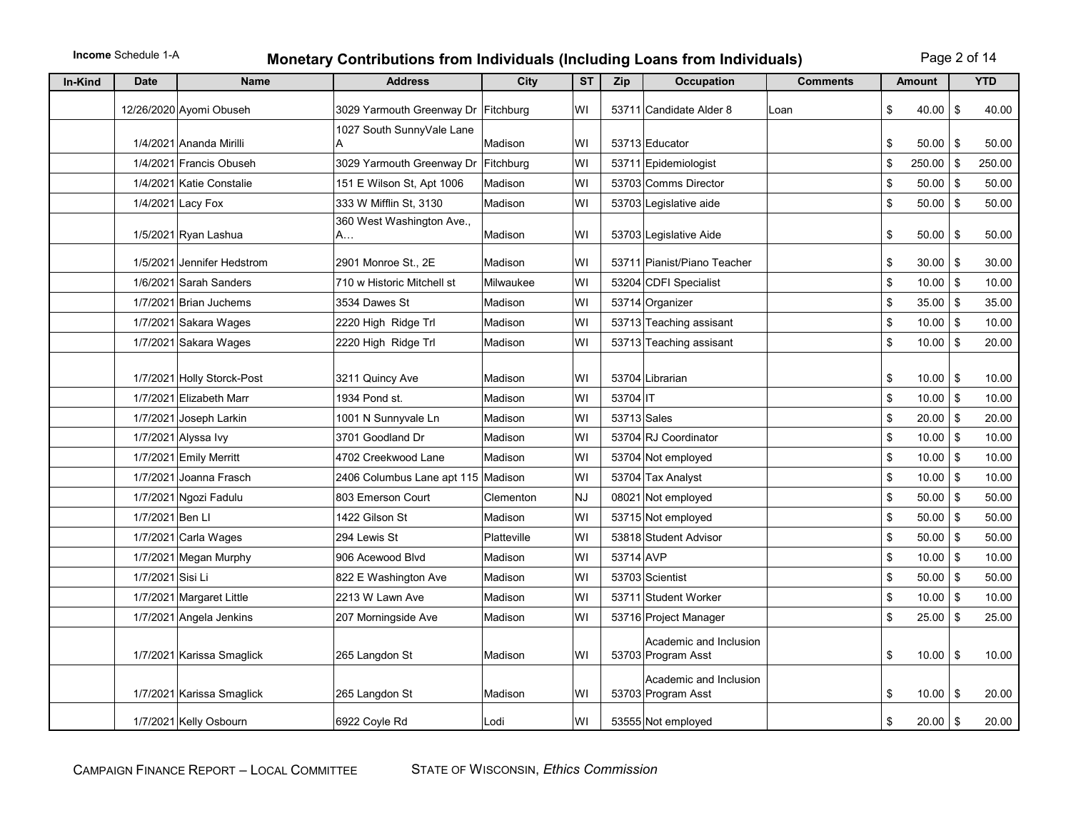**Income** Schedule 1-A

# Monetary Contributions from Individuals (Including Loans from Individuals)

| In-Kind | Date | Name | Address | City | ST | Zip | Occupation | Comments | Amount | YTD |
|---|---|---|---|---|---|---|---|---|---|---|
| | 12/26/2020 | Ayomi Obuseh | 3029 Yarmouth Greenway Dr | Fitchburg | WI | 53711 | Candidate Alder 8 | Loan | $ 40.00 | $ 40.00 |
| | 1/4/2021 | Ananda Mirilli | 1027 South SunnyVale Lane A | Madison | WI | 53713 | Educator | | $ 50.00 | $ 50.00 |
| | 1/4/2021 | Francis Obuseh | 3029 Yarmouth Greenway Dr | Fitchburg | WI | 53711 | Epidemiologist | | $ 250.00 | $ 250.00 |
| | 1/4/2021 | Katie Constalie | 151 E Wilson St, Apt 1006 | Madison | WI | 53703 | Comms Director | | $ 50.00 | $ 50.00 |
| | 1/4/2021 | Lacy Fox | 333 W Mifflin St, 3130 | Madison | WI | 53703 | Legislative aide | | $ 50.00 | $ 50.00 |
| | 1/5/2021 | Ryan Lashua | 360 West Washington Ave., A… | Madison | WI | 53703 | Legislative Aide | | $ 50.00 | $ 50.00 |
| | 1/5/2021 | Jennifer Hedstrom | 2901 Monroe St., 2E | Madison | WI | 53711 | Pianist/Piano Teacher | | $ 30.00 | $ 30.00 |
| | 1/6/2021 | Sarah Sanders | 710 w Historic Mitchell st | Milwaukee | WI | 53204 | CDFI Specialist | | $ 10.00 | $ 10.00 |
| | 1/7/2021 | Brian Juchems | 3534 Dawes St | Madison | WI | 53714 | Organizer | | $ 35.00 | $ 35.00 |
| | 1/7/2021 | Sakara Wages | 2220 High Ridge Trl | Madison | WI | 53713 | Teaching assisant | | $ 10.00 | $ 10.00 |
| | 1/7/2021 | Sakara Wages | 2220 High Ridge Trl | Madison | WI | 53713 | Teaching assisant | | $ 10.00 | $ 20.00 |
| | 1/7/2021 | Holly Storck-Post | 3211 Quincy Ave | Madison | WI | 53704 | Librarian | | $ 10.00 | $ 10.00 |
| | 1/7/2021 | Elizabeth Marr | 1934 Pond st. | Madison | WI | 53704 | IT | | $ 10.00 | $ 10.00 |
| | 1/7/2021 | Joseph Larkin | 1001 N Sunnyvale Ln | Madison | WI | 53713 | Sales | | $ 20.00 | $ 20.00 |
| | 1/7/2021 | Alyssa Ivy | 3701 Goodland Dr | Madison | WI | 53704 | RJ Coordinator | | $ 10.00 | $ 10.00 |
| | 1/7/2021 | Emily Merritt | 4702 Creekwood Lane | Madison | WI | 53704 | Not employed | | $ 10.00 | $ 10.00 |
| | 1/7/2021 | Joanna Frasch | 2406 Columbus Lane apt 115 | Madison | WI | 53704 | Tax Analyst | | $ 10.00 | $ 10.00 |
| | 1/7/2021 | Ngozi Fadulu | 803 Emerson Court | Clementon | NJ | 08021 | Not employed | | $ 50.00 | $ 50.00 |
| | 1/7/2021 | Ben LI | 1422 Gilson St | Madison | WI | 53715 | Not employed | | $ 50.00 | $ 50.00 |
| | 1/7/2021 | Carla Wages | 294 Lewis St | Platteville | WI | 53818 | Student Advisor | | $ 50.00 | $ 50.00 |
| | 1/7/2021 | Megan Murphy | 906 Acewood Blvd | Madison | WI | 53714 | AVP | | $ 10.00 | $ 10.00 |
| | 1/7/2021 | Sisi Li | 822 E Washington Ave | Madison | WI | 53703 | Scientist | | $ 50.00 | $ 50.00 |
| | 1/7/2021 | Margaret Little | 2213 W Lawn Ave | Madison | WI | 53711 | Student Worker | | $ 10.00 | $ 10.00 |
| | 1/7/2021 | Angela Jenkins | 207 Morningside Ave | Madison | WI | 53716 | Project Manager | | $ 25.00 | $ 25.00 |
| | 1/7/2021 | Karissa Smaglick | 265 Langdon St | Madison | WI | 53703 | Academic and Inclusion Program Asst | | $ 10.00 | $ 10.00 |
| | 1/7/2021 | Karissa Smaglick | 265 Langdon St | Madison | WI | 53703 | Academic and Inclusion Program Asst | | $ 10.00 | $ 20.00 |
| | 1/7/2021 | Kelly Osbourn | 6922 Coyle Rd | Lodi | WI | 53555 | Not employed | | $ 20.00 | $ 20.00 |

CAMPAIGN FINANCE REPORT – LOCAL COMMITTEE    STATE OF WISCONSIN, *Ethics Commission*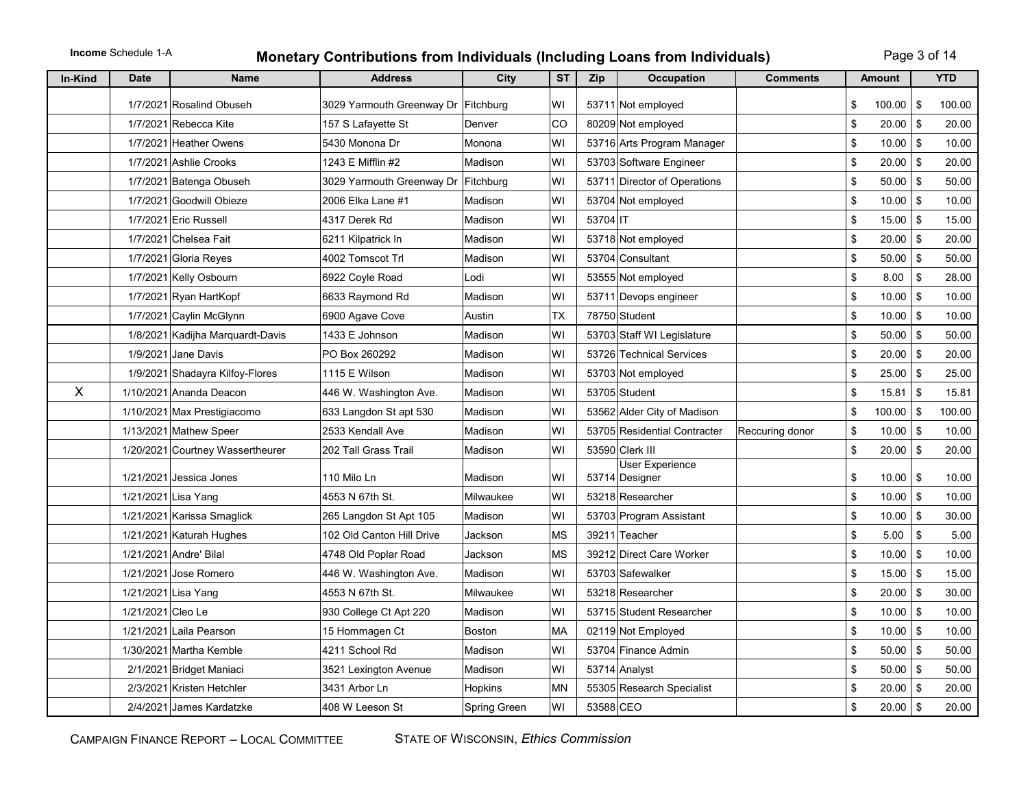**Income** Schedule 1-A

# Monetary Contributions from Individuals (Including Loans from Individuals)

| In-Kind | Date | Name | Address | City | ST | Zip | Occupation | Comments | Amount | YTD |
|---|---|---|---|---|---|---|---|---|---|---|
| | 1/7/2021 | Rosalind Obuseh | 3029 Yarmouth Greenway Dr | Fitchburg | WI | 53711 | Not employed | | $ 100.00 | $ 100.00 |
| | 1/7/2021 | Rebecca Kite | 157 S Lafayette St | Denver | CO | 80209 | Not employed | | $ 20.00 | $ 20.00 |
| | 1/7/2021 | Heather Owens | 5430 Monona Dr | Monona | WI | 53716 | Arts Program Manager | | $ 10.00 | $ 10.00 |
| | 1/7/2021 | Ashlie Crooks | 1243 E Mifflin #2 | Madison | WI | 53703 | Software Engineer | | $ 20.00 | $ 20.00 |
| | 1/7/2021 | Batenga Obuseh | 3029 Yarmouth Greenway Dr | Fitchburg | WI | 53711 | Director of Operations | | $ 50.00 | $ 50.00 |
| | 1/7/2021 | Goodwill Obieze | 2006 Elka Lane #1 | Madison | WI | 53704 | Not employed | | $ 10.00 | $ 10.00 |
| | 1/7/2021 | Eric Russell | 4317 Derek Rd | Madison | WI | 53704 | IT | | $ 15.00 | $ 15.00 |
| | 1/7/2021 | Chelsea Fait | 6211 Kilpatrick ln | Madison | WI | 53718 | Not employed | | $ 20.00 | $ 20.00 |
| | 1/7/2021 | Gloria Reyes | 4002 Tomscot Trl | Madison | WI | 53704 | Consultant | | $ 50.00 | $ 50.00 |
| | 1/7/2021 | Kelly Osbourn | 6922 Coyle Road | Lodi | WI | 53555 | Not employed | | $ 8.00 | $ 28.00 |
| | 1/7/2021 | Ryan HartKopf | 6633 Raymond Rd | Madison | WI | 53711 | Devops engineer | | $ 10.00 | $ 10.00 |
| | 1/7/2021 | Caylin McGlynn | 6900 Agave Cove | Austin | TX | 78750 | Student | | $ 10.00 | $ 10.00 |
| | 1/8/2021 | Kadijha Marquardt-Davis | 1433 E Johnson | Madison | WI | 53703 | Staff WI Legislature | | $ 50.00 | $ 50.00 |
| | 1/9/2021 | Jane Davis | PO Box 260292 | Madison | WI | 53726 | Technical Services | | $ 20.00 | $ 20.00 |
| | 1/9/2021 | Shadayra Kilfoy-Flores | 1115 E Wilson | Madison | WI | 53703 | Not employed | | $ 25.00 | $ 25.00 |
| X | 1/10/2021 | Ananda Deacon | 446 W. Washington Ave. | Madison | WI | 53705 | Student | | $ 15.81 | $ 15.81 |
| | 1/10/2021 | Max Prestigiacomo | 633 Langdon St apt 530 | Madison | WI | 53562 | Alder City of Madison | | $ 100.00 | $ 100.00 |
| | 1/13/2021 | Mathew Speer | 2533 Kendall Ave | Madison | WI | 53705 | Residential Contracter | Reccuring donor | $ 10.00 | $ 10.00 |
| | 1/20/2021 | Courtney Wassertheurer | 202 Tall Grass Trail | Madison | WI | 53590 | Clerk III | | $ 20.00 | $ 20.00 |
| | 1/21/2021 | Jessica Jones | 110 Milo Ln | Madison | WI | 53714 | User Experience Designer | | $ 10.00 | $ 10.00 |
| | 1/21/2021 | Lisa Yang | 4553 N 67th St. | Milwaukee | WI | 53218 | Researcher | | $ 10.00 | $ 10.00 |
| | 1/21/2021 | Karissa Smaglick | 265 Langdon St Apt 105 | Madison | WI | 53703 | Program Assistant | | $ 10.00 | $ 30.00 |
| | 1/21/2021 | Katurah Hughes | 102 Old Canton Hill Drive | Jackson | MS | 39211 | Teacher | | $ 5.00 | $ 5.00 |
| | 1/21/2021 | Andre' Bilal | 4748 Old Poplar Road | Jackson | MS | 39212 | Direct Care Worker | | $ 10.00 | $ 10.00 |
| | 1/21/2021 | Jose Romero | 446 W. Washington Ave. | Madison | WI | 53703 | Safewalker | | $ 15.00 | $ 15.00 |
| | 1/21/2021 | Lisa Yang | 4553 N 67th St. | Milwaukee | WI | 53218 | Researcher | | $ 20.00 | $ 30.00 |
| | 1/21/2021 | Cleo Le | 930 College Ct Apt 220 | Madison | WI | 53715 | Student Researcher | | $ 10.00 | $ 10.00 |
| | 1/21/2021 | Laila Pearson | 15 Hommagen Ct | Boston | MA | 02119 | Not Employed | | $ 10.00 | $ 10.00 |
| | 1/30/2021 | Martha Kemble | 4211 School Rd | Madison | WI | 53704 | Finance Admin | | $ 50.00 | $ 50.00 |
| | 2/1/2021 | Bridget Maniaci | 3521 Lexington Avenue | Madison | WI | 53714 | Analyst | | $ 50.00 | $ 50.00 |
| | 2/3/2021 | Kristen Hetchler | 3431 Arbor Ln | Hopkins | MN | 55305 | Research Specialist | | $ 20.00 | $ 20.00 |
| | 2/4/2021 | James Kardatzke | 408 W Leeson St | Spring Green | WI | 53588 | CEO | | $ 20.00 | $ 20.00 |

CAMPAIGN FINANCE REPORT – LOCAL COMMITTEE  STATE OF WISCONSIN, *Ethics Commission*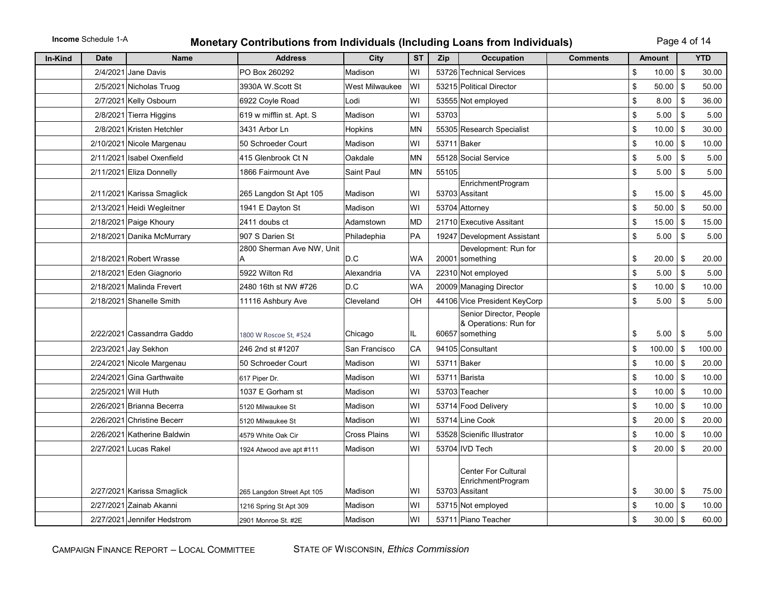**Income** Schedule 1-A

# Monetary Contributions from Individuals (Including Loans from Individuals)

| In-Kind | Date | Name | Address | City | ST | Zip | Occupation | Comments | Amount | YTD |
|---|---|---|---|---|---|---|---|---|---|---|
| | 2/4/2021 | Jane Davis | PO Box 260292 | Madison | WI | 53726 | Technical Services | | $ 10.00 | $ 30.00 |
| | 2/5/2021 | Nicholas Truog | 3930A W.Scott St | West Milwaukee | WI | 53215 | Political Director | | $ 50.00 | $ 50.00 |
| | 2/7/2021 | Kelly Osbourn | 6922 Coyle Road | Lodi | WI | 53555 | Not employed | | $ 8.00 | $ 36.00 |
| | 2/8/2021 | Tierra Higgins | 619 w mifflin st. Apt. S | Madison | WI | 53703 | | | $ 5.00 | $ 5.00 |
| | 2/8/2021 | Kristen Hetchler | 3431 Arbor Ln | Hopkins | MN | 55305 | Research Specialist | | $ 10.00 | $ 30.00 |
| | 2/10/2021 | Nicole Margenau | 50 Schroeder Court | Madison | WI | 53711 | Baker | | $ 10.00 | $ 10.00 |
| | 2/11/2021 | Isabel Oxenfield | 415 Glenbrook Ct N | Oakdale | MN | 55128 | Social Service | | $ 5.00 | $ 5.00 |
| | 2/11/2021 | Eliza Donnelly | 1866 Fairmount Ave | Saint Paul | MN | 55105 | | | $ 5.00 | $ 5.00 |
| | 2/11/2021 | Karissa Smaglick | 265 Langdon St Apt 105 | Madison | WI | 53703 | EnrichmentProgram Assitant | | $ 15.00 | $ 45.00 |
| | 2/13/2021 | Heidi Wegleitner | 1941 E Dayton St | Madison | WI | 53704 | Attorney | | $ 50.00 | $ 50.00 |
| | 2/18/2021 | Paige Khoury | 2411 doubs ct | Adamstown | MD | 21710 | Executive Assitant | | $ 15.00 | $ 15.00 |
| | 2/18/2021 | Danika McMurrary | 907 S Darien St | Philadephia | PA | 19247 | Development Assistant | | $ 5.00 | $ 5.00 |
| | 2/18/2021 | Robert Wrasse | 2800 Sherman Ave NW, Unit A | D.C | WA | 20001 | Development: Run for something | | $ 20.00 | $ 20.00 |
| | 2/18/2021 | Eden Giagnorio | 5922 Wilton Rd | Alexandria | VA | 22310 | Not employed | | $ 5.00 | $ 5.00 |
| | 2/18/2021 | Malinda Frevert | 2480 16th st NW #726 | D.C | WA | 20009 | Managing Director | | $ 10.00 | $ 10.00 |
| | 2/18/2021 | Shanelle Smith | 11116 Ashbury Ave | Cleveland | OH | 44106 | Vice President KeyCorp | | $ 5.00 | $ 5.00 |
| | 2/22/2021 | Cassandrra Gaddo | 1800 W Roscoe St, #524 | Chicago | IL | 60657 | Senior Director, People & Operations: Run for something | | $ 5.00 | $ 5.00 |
| | 2/23/2021 | Jay Sekhon | 246 2nd st #1207 | San Francisco | CA | 94105 | Consultant | | $ 100.00 | $ 100.00 |
| | 2/24/2021 | Nicole Margenau | 50 Schroeder Court | Madison | WI | 53711 | Baker | | $ 10.00 | $ 20.00 |
| | 2/24/2021 | Gina Garthwaite | 617 Piper Dr. | Madison | WI | 53711 | Barista | | $ 10.00 | $ 10.00 |
| | 2/25/2021 | Will Huth | 1037 E Gorham st | Madison | WI | 53703 | Teacher | | $ 10.00 | $ 10.00 |
| | 2/26/2021 | Brianna Becerra | 5120 Milwaukee St | Madison | WI | 53714 | Food Delivery | | $ 10.00 | $ 10.00 |
| | 2/26/2021 | Christine Becerr | 5120 Milwaukee St | Madison | WI | 53714 | Line Cook | | $ 20.00 | $ 20.00 |
| | 2/26/2021 | Katherine Baldwin | 4579 White Oak Cir | Cross Plains | WI | 53528 | Scienific Illustrator | | $ 10.00 | $ 10.00 |
| | 2/27/2021 | Lucas Rakel | 1924 Atwood ave apt #111 | Madison | WI | 53704 | IVD Tech | | $ 20.00 | $ 20.00 |
| | 2/27/2021 | Karissa Smaglick | 265 Langdon Street Apt 105 | Madison | WI | 53703 | Center For Cultural EnrichmentProgram Assitant | | $ 30.00 | $ 75.00 |
| | 2/27/2021 | Zainab Akanni | 1216 Spring St Apt 309 | Madison | WI | 53715 | Not employed | | $ 10.00 | $ 10.00 |
| | 2/27/2021 | Jennifer Hedstrom | 2901 Monroe St. #2E | Madison | WI | 53711 | Piano Teacher | | $ 30.00 | $ 60.00 |

CAMPAIGN FINANCE REPORT – LOCAL COMMITTEE　　STATE OF WISCONSIN, *Ethics Commission*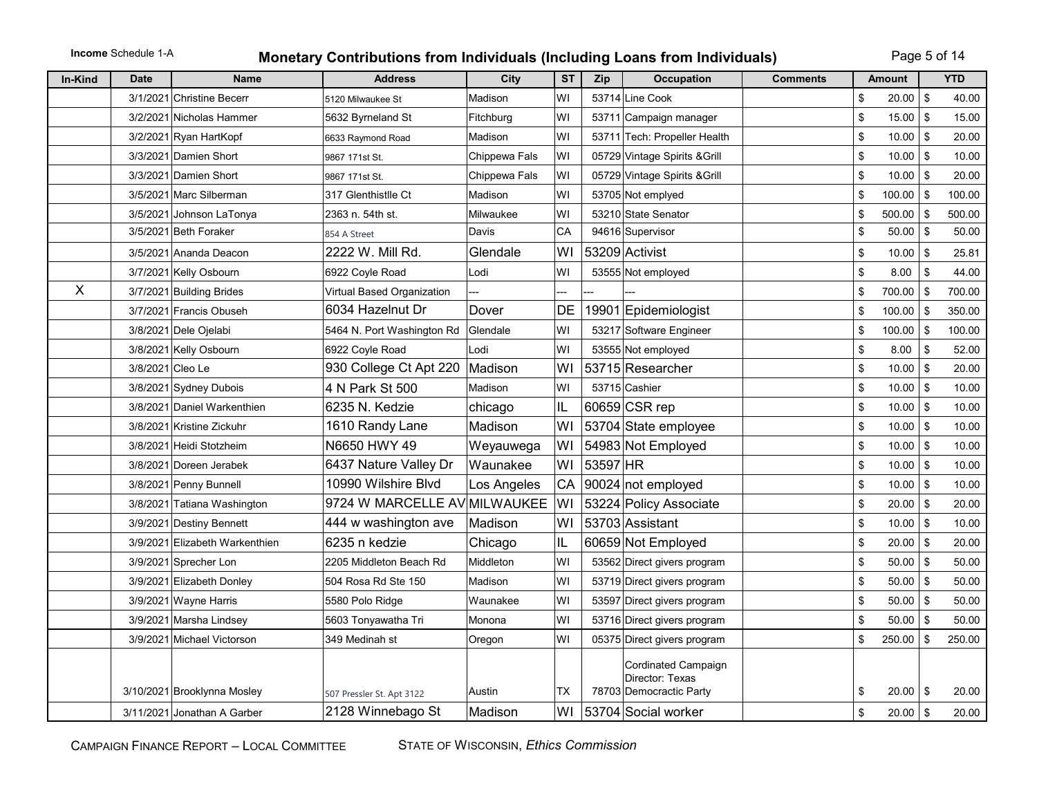**Income** Schedule 1-A

# Monetary Contributions from Individuals (Including Loans from Individuals)

| In-Kind | Date | Name | Address | City | ST | Zip | Occupation | Comments | Amount | YTD |
|---|---|---|---|---|---|---|---|---|---|---|
| | 3/1/2021 | Christine Becerr | 5120 Milwaukee St | Madison | WI | 53714 | Line Cook | | $ 20.00 | $ 40.00 |
| | 3/2/2021 | Nicholas Hammer | 5632 Byrneland St | Fitchburg | WI | 53711 | Campaign manager | | $ 15.00 | $ 15.00 |
| | 3/2/2021 | Ryan HartKopf | 6633 Raymond Road | Madison | WI | 53711 | Tech: Propeller Health | | $ 10.00 | $ 20.00 |
| | 3/3/2021 | Damien Short | 9867 171st St. | Chippewa Fals | WI | 05729 | Vintage Spirits &Grill | | $ 10.00 | $ 10.00 |
| | 3/3/2021 | Damien Short | 9867 171st St. | Chippewa Fals | WI | 05729 | Vintage Spirits &Grill | | $ 10.00 | $ 20.00 |
| | 3/5/2021 | Marc Silberman | 317 Glenthistlle Ct | Madison | WI | 53705 | Not emplyed | | $ 100.00 | $ 100.00 |
| | 3/5/2021 | Johnson LaTonya | 2363 n. 54th st. | Milwaukee | WI | 53210 | State Senator | | $ 500.00 | $ 500.00 |
| | 3/5/2021 | Beth Foraker | 854 A Street | Davis | CA | 94616 | Supervisor | | $ 50.00 | $ 50.00 |
| | 3/5/2021 | Ananda Deacon | 2222 W. Mill Rd. | Glendale | WI | 53209 | Activist | | $ 10.00 | $ 25.81 |
| | 3/7/2021 | Kelly Osbourn | 6922 Coyle Road | Lodi | WI | 53555 | Not employed | | $ 8.00 | $ 44.00 |
| X | 3/7/2021 | Building Brides | Virtual Based Organization | --- | --- | --- | --- | | $ 700.00 | $ 700.00 |
| | 3/7/2021 | Francis Obuseh | 6034 Hazelnut Dr | Dover | DE | 19901 | Epidemiologist | | $ 100.00 | $ 350.00 |
| | 3/8/2021 | Dele Ojelabi | 5464 N. Port Washington Rd | Glendale | WI | 53217 | Software Engineer | | $ 100.00 | $ 100.00 |
| | 3/8/2021 | Kelly Osbourn | 6922 Coyle Road | Lodi | WI | 53555 | Not employed | | $ 8.00 | $ 52.00 |
| | 3/8/2021 | Cleo Le | 930 College Ct Apt 220 | Madison | WI | 53715 | Researcher | | $ 10.00 | $ 20.00 |
| | 3/8/2021 | Sydney Dubois | 4 N Park St 500 | Madison | WI | 53715 | Cashier | | $ 10.00 | $ 10.00 |
| | 3/8/2021 | Daniel Warkenthien | 6235 N. Kedzie | chicago | IL | 60659 | CSR rep | | $ 10.00 | $ 10.00 |
| | 3/8/2021 | Kristine Zickuhr | 1610 Randy Lane | Madison | WI | 53704 | State employee | | $ 10.00 | $ 10.00 |
| | 3/8/2021 | Heidi Stotzheim | N6650 HWY 49 | Weyauwega | WI | 54983 | Not Employed | | $ 10.00 | $ 10.00 |
| | 3/8/2021 | Doreen Jerabek | 6437 Nature Valley Dr | Waunakee | WI | 53597 | HR | | $ 10.00 | $ 10.00 |
| | 3/8/2021 | Penny Bunnell | 10990 Wilshire Blvd | Los Angeles | CA | 90024 | not employed | | $ 10.00 | $ 10.00 |
| | 3/8/2021 | Tatiana Washington | 9724 W MARCELLE AV | MILWAUKEE | WI | 53224 | Policy Associate | | $ 20.00 | $ 20.00 |
| | 3/9/2021 | Destiny Bennett | 444 w washington ave | Madison | WI | 53703 | Assistant | | $ 10.00 | $ 10.00 |
| | 3/9/2021 | Elizabeth Warkenthien | 6235 n kedzie | Chicago | IL | 60659 | Not Employed | | $ 20.00 | $ 20.00 |
| | 3/9/2021 | Sprecher Lon | 2205 Middleton Beach Rd | Middleton | WI | 53562 | Direct givers program | | $ 50.00 | $ 50.00 |
| | 3/9/2021 | Elizabeth Donley | 504 Rosa Rd Ste 150 | Madison | WI | 53719 | Direct givers program | | $ 50.00 | $ 50.00 |
| | 3/9/2021 | Wayne Harris | 5580 Polo Ridge | Waunakee | WI | 53597 | Direct givers program | | $ 50.00 | $ 50.00 |
| | 3/9/2021 | Marsha Lindsey | 5603 Tonyawatha Tri | Monona | WI | 53716 | Direct givers program | | $ 50.00 | $ 50.00 |
| | 3/9/2021 | Michael Victorson | 349 Medinah st | Oregon | WI | 05375 | Direct givers program | | $ 250.00 | $ 250.00 |
| | 3/10/2021 | Brooklynna Mosley | 507 Pressler St. Apt 3122 | Austin | TX | 78703 | Cordinated Campaign Director: Texas Democractic Party | | $ 20.00 | $ 20.00 |
| | 3/11/2021 | Jonathan A Garber | 2128 Winnebago St | Madison | WI | 53704 | Social worker | | $ 20.00 | $ 20.00 |

CAMPAIGN FINANCE REPORT – LOCAL COMMITTEE    STATE OF WISCONSIN, *Ethics Commission*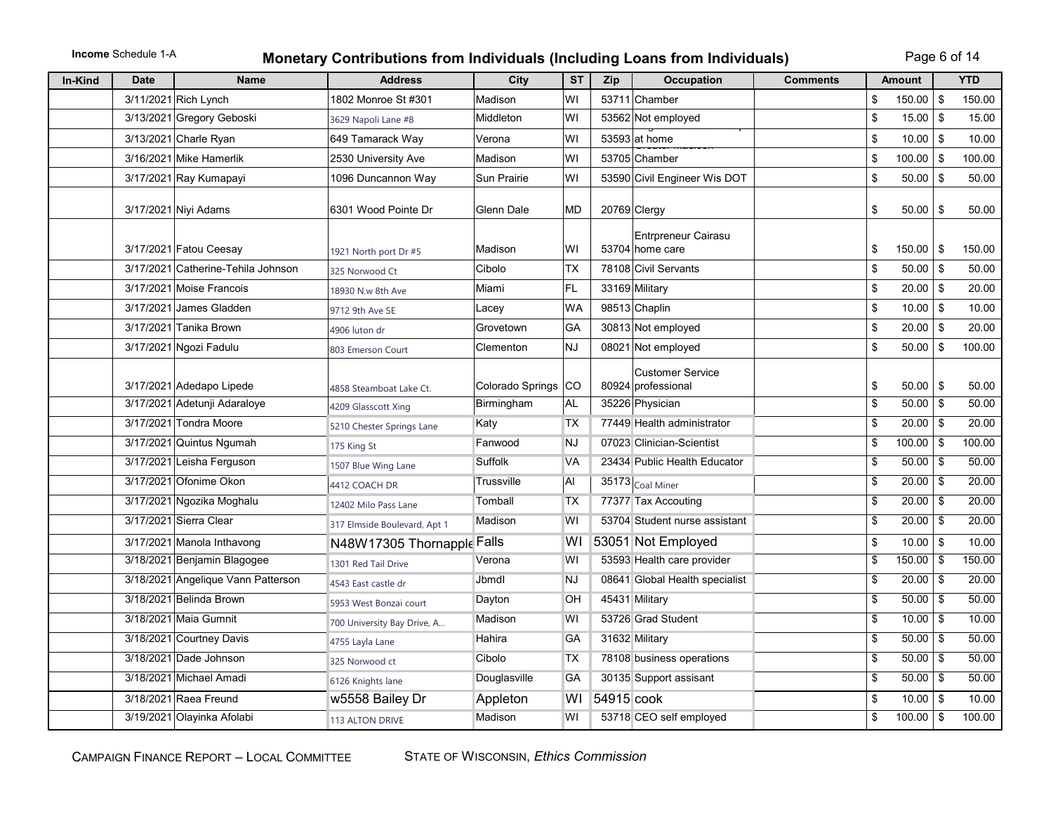**Income** Schedule 1-A

# Monetary Contributions from Individuals (Including Loans from Individuals)

| In-Kind | Date | Name | Address | City | ST | Zip | Occupation | Comments | Amount | YTD |
|---|---|---|---|---|---|---|---|---|---|---|
| | 3/11/2021 | Rich Lynch | 1802 Monroe St #301 | Madison | WI | 53711 | Chamber | | $ 150.00 | $ 150.00 |
| | 3/13/2021 | Gregory Geboski | 3629 Napoli Lane #8 | Middleton | WI | 53562 | Not employed | | $ 15.00 | $ 15.00 |
| | 3/13/2021 | Charle Ryan | 649 Tamarack Way | Verona | WI | 53593 | at home | | $ 10.00 | $ 10.00 |
| | 3/16/2021 | Mike Hamerlik | 2530 University Ave | Madison | WI | 53705 | Chamber | | $ 100.00 | $ 100.00 |
| | 3/17/2021 | Ray Kumapayi | 1096 Duncannon Way | Sun Prairie | WI | 53590 | Civil Engineer Wis DOT | | $ 50.00 | $ 50.00 |
| | 3/17/2021 | Niyi Adams | 6301 Wood Pointe Dr | Glenn Dale | MD | 20769 | Clergy | | $ 50.00 | $ 50.00 |
| | 3/17/2021 | Fatou Ceesay | 1921 North port Dr #5 | Madison | WI | 53704 | Entrpreneur Cairasu home care | | $ 150.00 | $ 150.00 |
| | 3/17/2021 | Catherine-Tehila Johnson | 325 Norwood Ct | Cibolo | TX | 78108 | Civil Servants | | $ 50.00 | $ 50.00 |
| | 3/17/2021 | Moise Francois | 18930 N.w 8th Ave | Miami | FL | 33169 | Military | | $ 20.00 | $ 20.00 |
| | 3/17/2021 | James Gladden | 9712 9th Ave SE | Lacey | WA | 98513 | Chaplin | | $ 10.00 | $ 10.00 |
| | 3/17/2021 | Tanika Brown | 4906 luton dr | Grovetown | GA | 30813 | Not employed | | $ 20.00 | $ 20.00 |
| | 3/17/2021 | Ngozi Fadulu | 803 Emerson Court | Clementon | NJ | 08021 | Not employed | | $ 50.00 | $ 100.00 |
| | 3/17/2021 | Adedapo Lipede | 4858 Steamboat Lake Ct. | Colorado Springs | CO | 80924 | Customer Service professional | | $ 50.00 | $ 50.00 |
| | 3/17/2021 | Adetunji Adaraloye | 4209 Glasscott Xing | Birmingham | AL | 35226 | Physician | | $ 50.00 | $ 50.00 |
| | 3/17/2021 | Tondra Moore | 5210 Chester Springs Lane | Katy | TX | 77449 | Health administrator | | $ 20.00 | $ 20.00 |
| | 3/17/2021 | Quintus Ngumah | 175 King St | Fanwood | NJ | 07023 | Clinician-Scientist | | $ 100.00 | $ 100.00 |
| | 3/17/2021 | Leisha Ferguson | 1507 Blue Wing Lane | Suffolk | VA | 23434 | Public Health Educator | | $ 50.00 | $ 50.00 |
| | 3/17/2021 | Ofonime Okon | 4412 COACH DR | Trussville | Al | 35173 | Coal Miner | | $ 20.00 | $ 20.00 |
| | 3/17/2021 | Ngozika Moghalu | 12402 Milo Pass Lane | Tomball | TX | 77377 | Tax Accouting | | $ 20.00 | $ 20.00 |
| | 3/17/2021 | Sierra Clear | 317 Elmside Boulevard, Apt 1 | Madison | WI | 53704 | Student nurse assistant | | $ 20.00 | $ 20.00 |
| | 3/17/2021 | Manola Inthavong | N48W17305 Thornapple | Falls | WI | 53051 | Not Employed | | $ 10.00 | $ 10.00 |
| | 3/18/2021 | Benjamin Blagogee | 1301 Red Tail Drive | Verona | WI | 53593 | Health care provider | | $ 150.00 | $ 150.00 |
| | 3/18/2021 | Angelique Vann Patterson | 4543 East castle dr | Jbmdl | NJ | 08641 | Global Health specialist | | $ 20.00 | $ 20.00 |
| | 3/18/2021 | Belinda Brown | 5953 West Bonzai court | Dayton | OH | 45431 | Military | | $ 50.00 | $ 50.00 |
| | 3/18/2021 | Maia Gumnit | 700 University Bay Drive, A... | Madison | WI | 53726 | Grad Student | | $ 10.00 | $ 10.00 |
| | 3/18/2021 | Courtney Davis | 4755 Layla Lane | Hahira | GA | 31632 | Military | | $ 50.00 | $ 50.00 |
| | 3/18/2021 | Dade Johnson | 325 Norwood ct | Cibolo | TX | 78108 | business operations | | $ 50.00 | $ 50.00 |
| | 3/18/2021 | Michael Amadi | 6126 Knights lane | Douglasville | GA | 30135 | Support assisant | | $ 50.00 | $ 50.00 |
| | 3/18/2021 | Raea Freund | w5558 Bailey Dr | Appleton | WI | 54915 | cook | | $ 10.00 | $ 10.00 |
| | 3/19/2021 | Olayinka Afolabi | 113 ALTON DRIVE | Madison | WI | 53718 | CEO self employed | | $ 100.00 | $ 100.00 |

CAMPAIGN FINANCE REPORT – LOCAL COMMITTEE    STATE OF WISCONSIN, *Ethics Commission*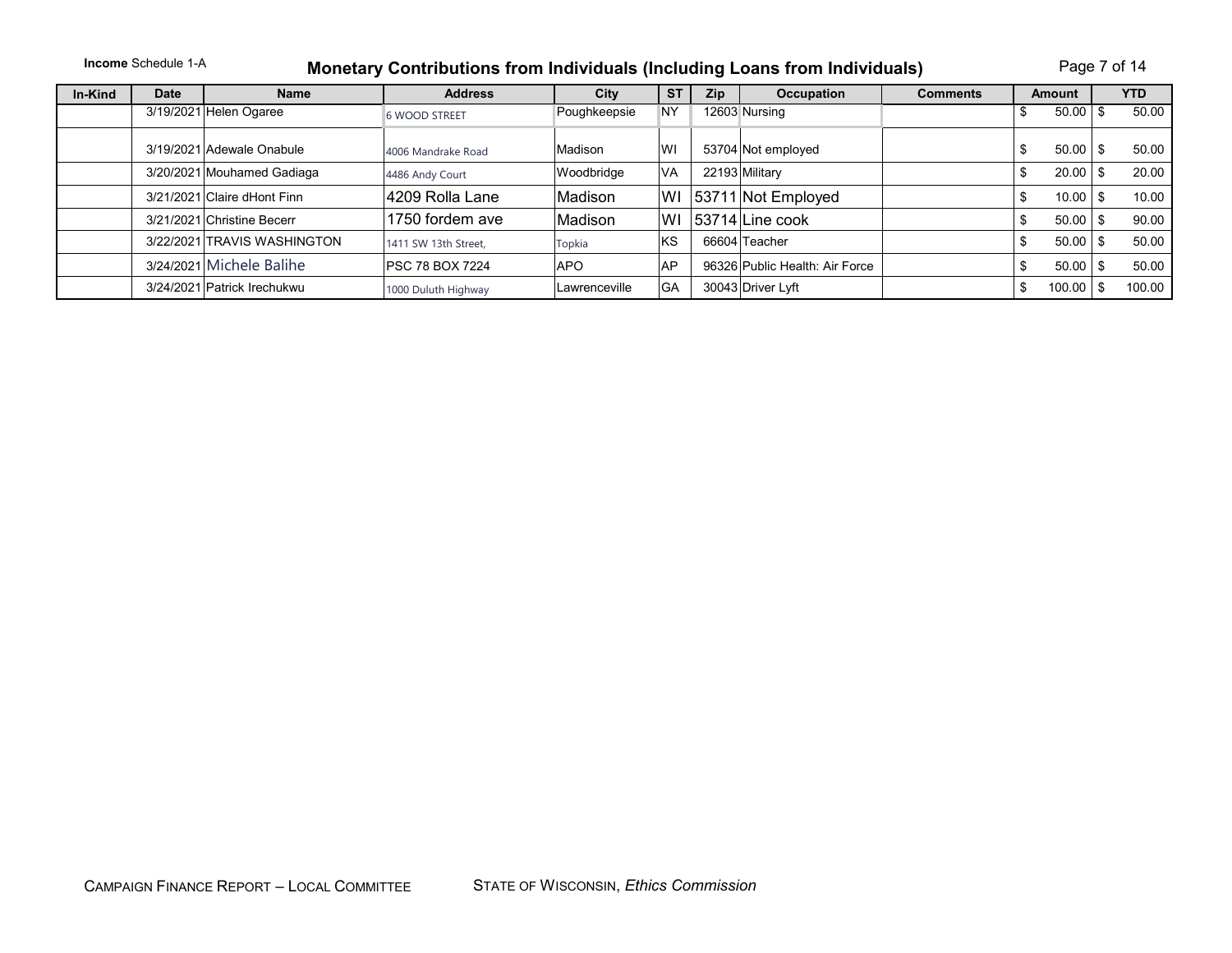**Income** Schedule 1-A

# Monetary Contributions from Individuals (Including Loans from Individuals)

| In-Kind | Date | Name | Address | City | ST | Zip | Occupation | Comments | Amount | YTD |
|---|---|---|---|---|---|---|---|---|---|---|
| | 3/19/2021 | Helen Ogaree | 6 WOOD STREET | Poughkeepsie | NY | 12603 | Nursing | | $ 50.00 | $ 50.00 |
| | 3/19/2021 | Adewale Onabule | 4006 Mandrake Road | Madison | WI | 53704 | Not employed | | $ 50.00 | $ 50.00 |
| | 3/20/2021 | Mouhamed Gadiaga | 4486 Andy Court | Woodbridge | VA | 22193 | Military | | $ 20.00 | $ 20.00 |
| | 3/21/2021 | Claire dHont Finn | 4209 Rolla Lane | Madison | WI | 53711 | Not Employed | | $ 10.00 | $ 10.00 |
| | 3/21/2021 | Christine Becerr | 1750 fordem ave | Madison | WI | 53714 | Line cook | | $ 50.00 | $ 90.00 |
| | 3/22/2021 | TRAVIS WASHINGTON | 1411 SW 13th Street, | Topkia | KS | 66604 | Teacher | | $ 50.00 | $ 50.00 |
| | 3/24/2021 | Michele Balihe | PSC 78 BOX 7224 | APO | AP | 96326 | Public Health: Air Force | | $ 50.00 | $ 50.00 |
| | 3/24/2021 | Patrick Irechukwu | 1000 Duluth Highway | Lawrenceville | GA | 30043 | Driver Lyft | | $ 100.00 | $ 100.00 |

CAMPAIGN FINANCE REPORT – LOCAL COMMITTEE STATE OF WISCONSIN, *Ethics Commission*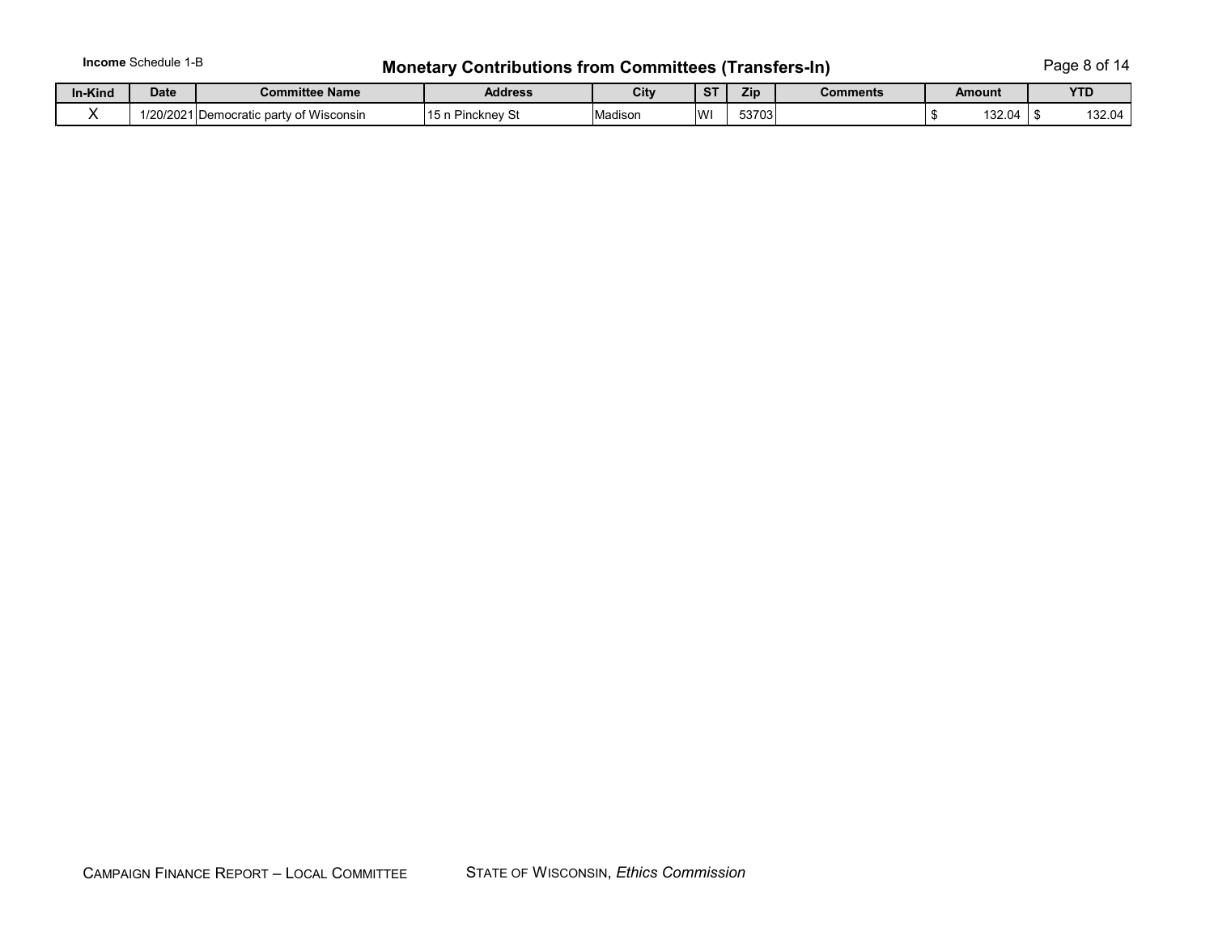**Income** Schedule 1-B

## Monetary Contributions from Committees (Transfers-In)

| In-Kind | Date | Committee Name | Address | City | ST | Zip | Comments | Amount | YTD |
|---|---|---|---|---|---|---|---|---|---|
| X | 1/20/2021 | Democratic party of Wisconsin | 15 n Pinckney St | Madison | WI | 53703 | | $ 132.04 | $ 132.04 |

CAMPAIGN FINANCE REPORT – LOCAL COMMITTEE    STATE OF WISCONSIN, *Ethics Commission*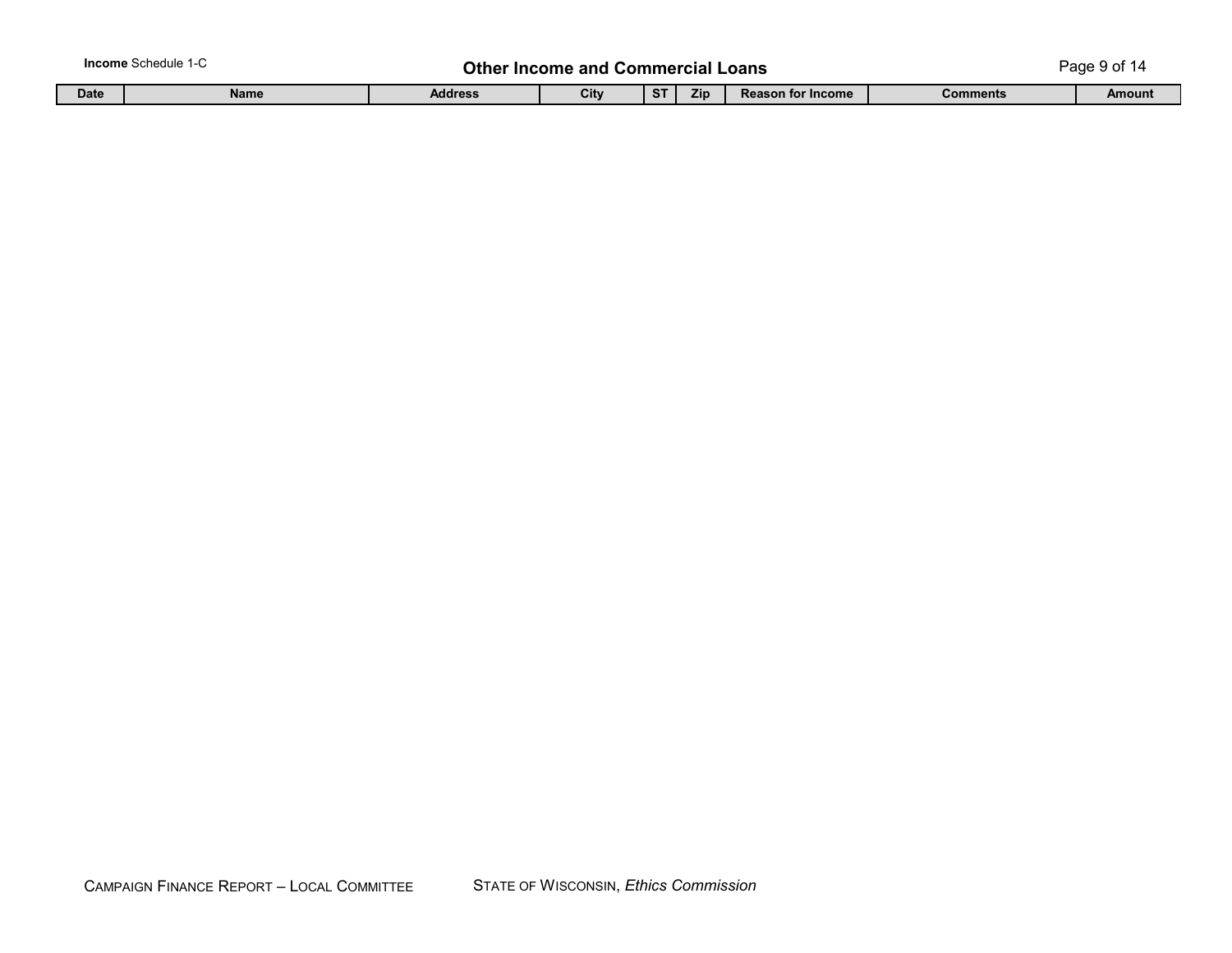**Income** Schedule 1-C

# Other Income and Commercial Loans

| Date | Name | Address | City | ST | Zip | Reason for Income | Comments | Amount |
|---|---|---|---|---|---|---|---|---|

CAMPAIGN FINANCE REPORT – LOCAL COMMITTEE    STATE OF WISCONSIN, *Ethics Commission*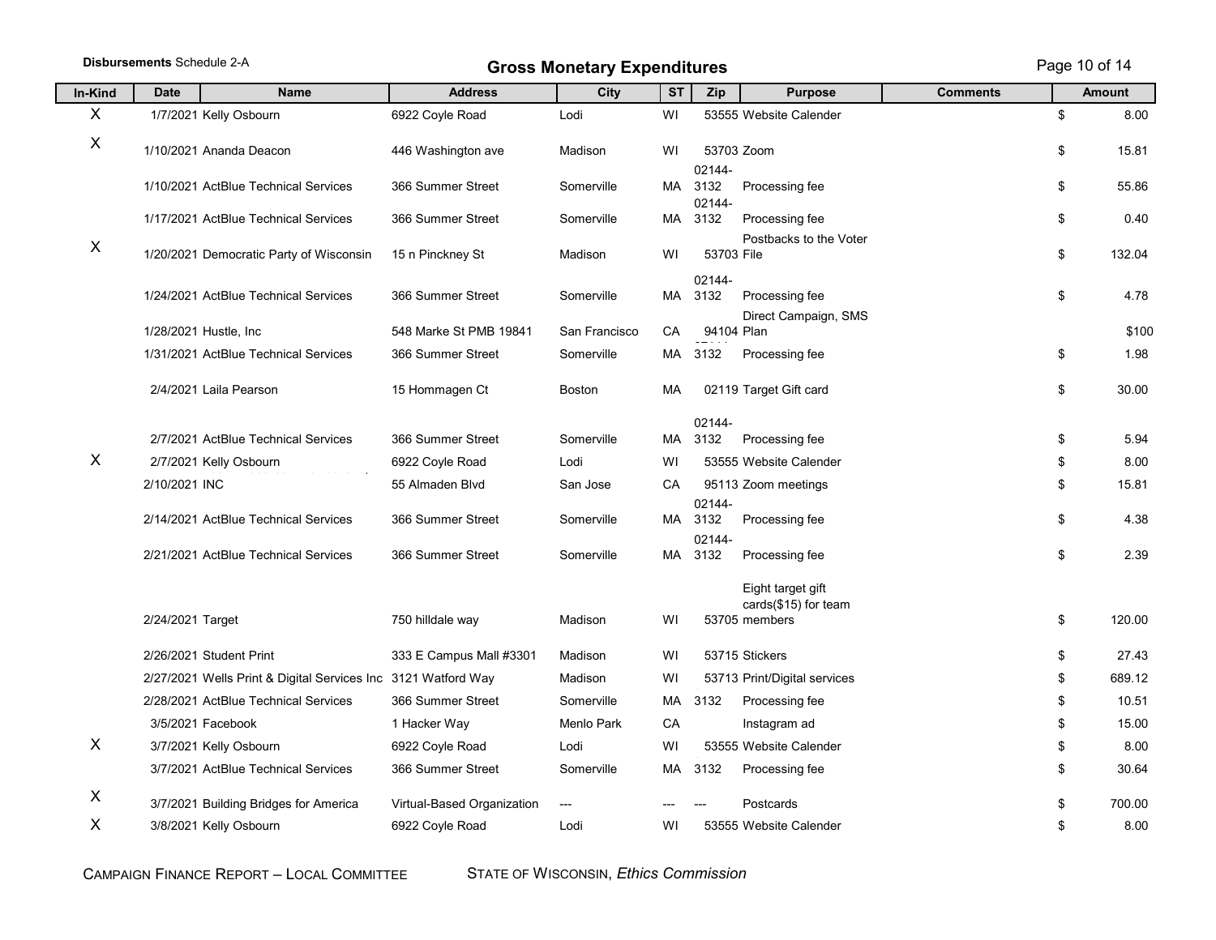**Disbursements** Schedule 2-A

## Gross Monetary Expenditures

| In-Kind | Date | Name | Address | City | ST | Zip | Purpose | Comments | Amount |
|---|---|---|---|---|---|---|---|---|---|
| X | 1/7/2021 | Kelly Osbourn | 6922 Coyle Road | Lodi | WI | 53555 | Website Calender | | $ 8.00 |
| X | 1/10/2021 | Ananda Deacon | 446 Washington ave | Madison | WI | 53703 | Zoom | | $ 15.81 |
| | 1/10/2021 | ActBlue Technical Services | 366 Summer Street | Somerville | MA | 02144-3132 | Processing fee | | $ 55.86 |
| | 1/17/2021 | ActBlue Technical Services | 366 Summer Street | Somerville | MA | 02144-3132 | Processing fee | | $ 0.40 |
| X | 1/20/2021 | Democratic Party of Wisconsin | 15 n Pinckney St | Madison | WI | 53703 | Postbacks to the Voter File | | $ 132.04 |
| | 1/24/2021 | ActBlue Technical Services | 366 Summer Street | Somerville | MA | 02144-3132 | Processing fee | | $ 4.78 |
| | 1/28/2021 | Hustle, Inc | 548 Marke St PMB 19841 | San Francisco | CA | 94104 | Direct Campaign, SMS Plan | | $100 |
| | 1/31/2021 | ActBlue Technical Services | 366 Summer Street | Somerville | MA | 3132 | Processing fee | | $ 1.98 |
| | 2/4/2021 | Laila Pearson | 15 Hommagen Ct | Boston | MA | 02119 | Target Gift card | | $ 30.00 |
| | 2/7/2021 | ActBlue Technical Services | 366 Summer Street | Somerville | MA | 02144-3132 | Processing fee | | $ 5.94 |
| X | 2/7/2021 | Kelly Osbourn | 6922 Coyle Road | Lodi | WI | 53555 | Website Calender | | $ 8.00 |
| | 2/10/2021 | INC | 55 Almaden Blvd | San Jose | CA | 95113 | Zoom meetings | | $ 15.81 |
| | 2/14/2021 | ActBlue Technical Services | 366 Summer Street | Somerville | MA | 02144-3132 | Processing fee | | $ 4.38 |
| | 2/21/2021 | ActBlue Technical Services | 366 Summer Street | Somerville | MA | 02144-3132 | Processing fee | | $ 2.39 |
| | 2/24/2021 | Target | 750 hilldale way | Madison | WI | 53705 | Eight target gift cards($15) for team members | | $ 120.00 |
| | 2/26/2021 | Student Print | 333 E Campus Mall #3301 | Madison | WI | 53715 | Stickers | | $ 27.43 |
| | 2/27/2021 | Wells Print & Digital Services Inc | 3121 Watford Way | Madison | WI | 53713 | Print/Digital services | | $ 689.12 |
| | 2/28/2021 | ActBlue Technical Services | 366 Summer Street | Somerville | MA | 3132 | Processing fee | | $ 10.51 |
| | 3/5/2021 | Facebook | 1 Hacker Way | Menlo Park | CA | | Instagram ad | | $ 15.00 |
| X | 3/7/2021 | Kelly Osbourn | 6922 Coyle Road | Lodi | WI | 53555 | Website Calender | | $ 8.00 |
| | 3/7/2021 | ActBlue Technical Services | 366 Summer Street | Somerville | MA | 3132 | Processing fee | | $ 30.64 |
| X | 3/7/2021 | Building Bridges for America | Virtual-Based Organization | --- | --- | --- | Postcards | | $ 700.00 |
| X | 3/8/2021 | Kelly Osbourn | 6922 Coyle Road | Lodi | WI | 53555 | Website Calender | | $ 8.00 |

CAMPAIGN FINANCE REPORT – LOCAL COMMITTEE     STATE OF WISCONSIN, *Ethics Commission*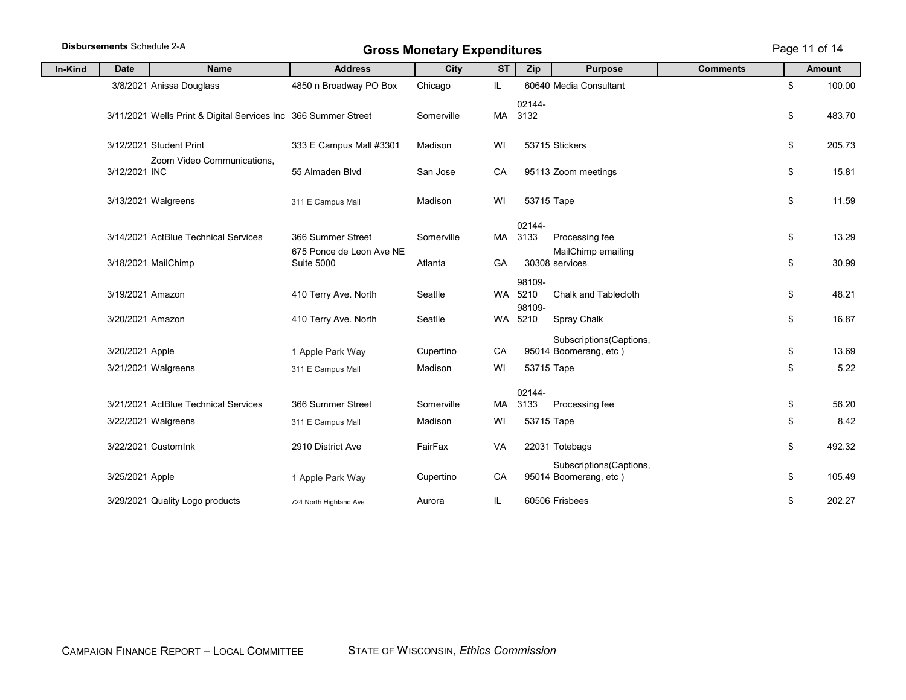**Disbursements** Schedule 2-A

## Gross Monetary Expenditures

| In-Kind | Date | Name | Address | City | ST | Zip | Purpose | Comments | Amount |
|---|---|---|---|---|---|---|---|---|---|
| | 3/8/2021 | Anissa Douglass | 4850 n Broadway PO Box | Chicago | IL | 60640 | Media Consultant | | $ 100.00 |
| | 3/11/2021 | Wells Print & Digital Services Inc | 366 Summer Street | Somerville | MA | 02144-3132 | | | $ 483.70 |
| | 3/12/2021 | Student Print | 333 E Campus Mall #3301 | Madison | WI | 53715 | Stickers | | $ 205.73 |
| | 3/12/2021 | Zoom Video Communications, INC | 55 Almaden Blvd | San Jose | CA | 95113 | Zoom meetings | | $ 15.81 |
| | 3/13/2021 | Walgreens | 311 E Campus Mall | Madison | WI | 53715 | Tape | | $ 11.59 |
| | 3/14/2021 | ActBlue Technical Services | 366 Summer Street | Somerville | MA | 02144-3133 | Processing fee | | $ 13.29 |
| | 3/18/2021 | MailChimp | 675 Ponce de Leon Ave NE Suite 5000 | Atlanta | GA | 30308 | MailChimp emailing services | | $ 30.99 |
| | 3/19/2021 | Amazon | 410 Terry Ave. North | Seatlle | WA | 98109-5210 | Chalk and Tablecloth | | $ 48.21 |
| | 3/20/2021 | Amazon | 410 Terry Ave. North | Seatlle | WA | 98109-5210 | Spray Chalk | | $ 16.87 |
| | 3/20/2021 | Apple | 1 Apple Park Way | Cupertino | CA | 95014 | Subscriptions(Captions, Boomerang, etc ) | | $ 13.69 |
| | 3/21/2021 | Walgreens | 311 E Campus Mall | Madison | WI | 53715 | Tape | | $ 5.22 |
| | 3/21/2021 | ActBlue Technical Services | 366 Summer Street | Somerville | MA | 02144-3133 | Processing fee | | $ 56.20 |
| | 3/22/2021 | Walgreens | 311 E Campus Mall | Madison | WI | 53715 | Tape | | $ 8.42 |
| | 3/22/2021 | CustomInk | 2910 District Ave | FairFax | VA | 22031 | Totebags | | $ 492.32 |
| | 3/25/2021 | Apple | 1 Apple Park Way | Cupertino | CA | 95014 | Subscriptions(Captions, Boomerang, etc ) | | $ 105.49 |
| | 3/29/2021 | Quality Logo products | 724 North Highland Ave | Aurora | IL | 60506 | Frisbees | | $ 202.27 |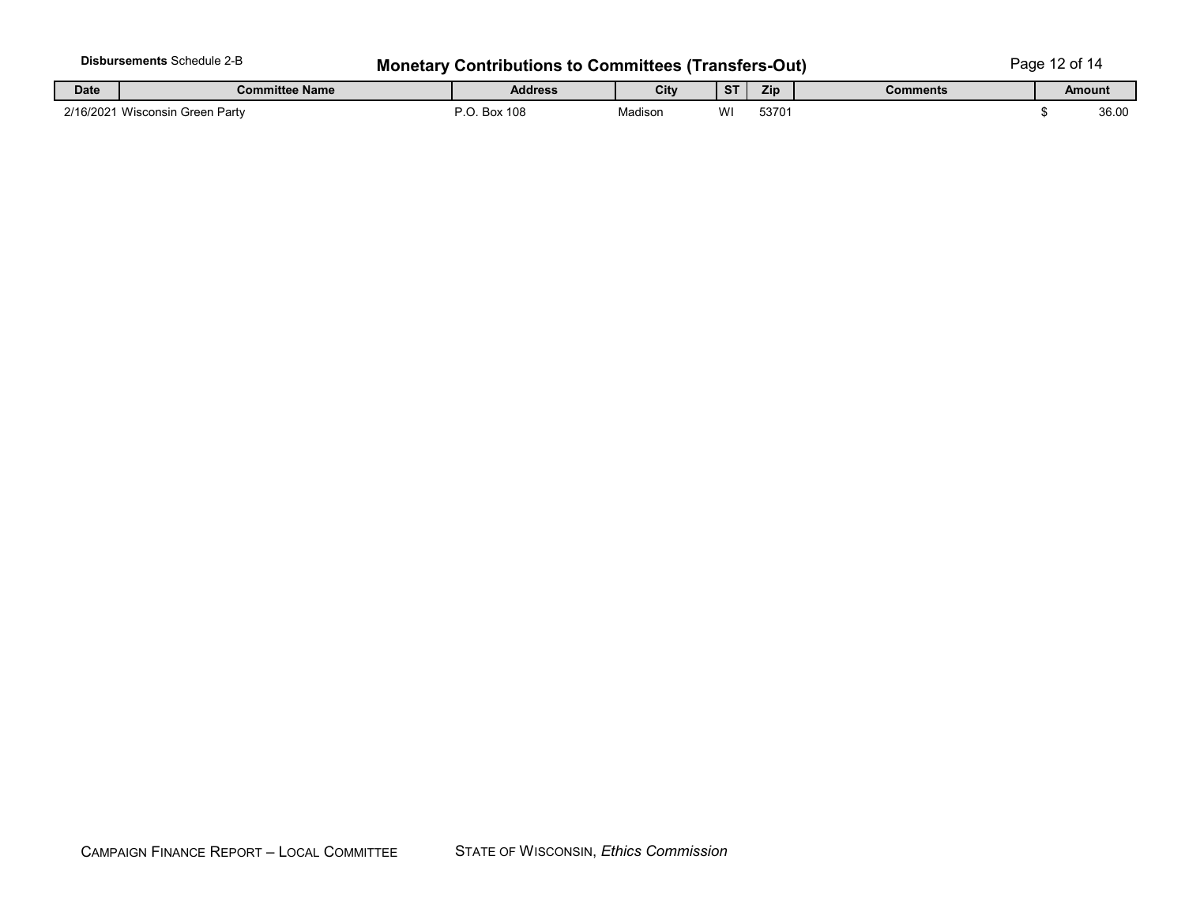**Disbursements** Schedule 2-B

## Monetary Contributions to Committees (Transfers-Out)

| Date | Committee Name | Address | City | ST | Zip | Comments | Amount |
|---|---|---|---|---|---|---|---|
| 2/16/2021 | Wisconsin Green Party | P.O. Box 108 | Madison | WI | 53701 | | $ 36.00 |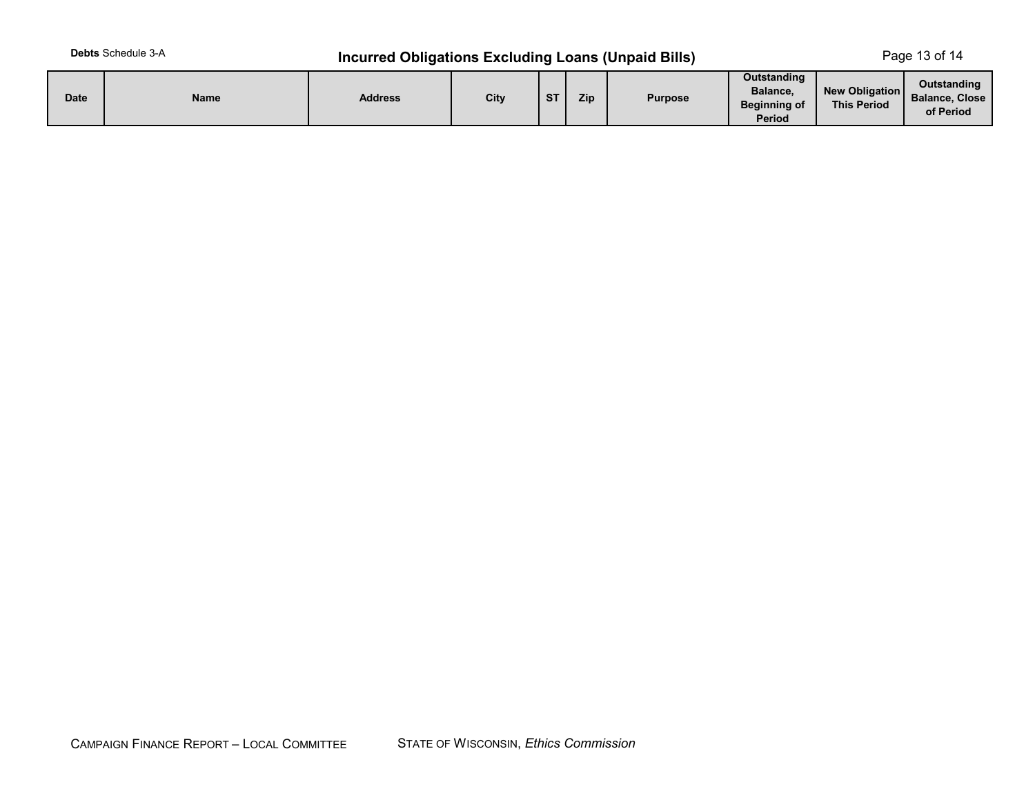**Debts** Schedule 3-A

## Incurred Obligations Excluding Loans (Unpaid Bills)

| Date | Name | Address | City | ST | Zip | Purpose | Outstanding Balance, Beginning of Period | New Obligation This Period | Outstanding Balance, Close of Period |
|---|---|---|---|---|---|---|---|---|---|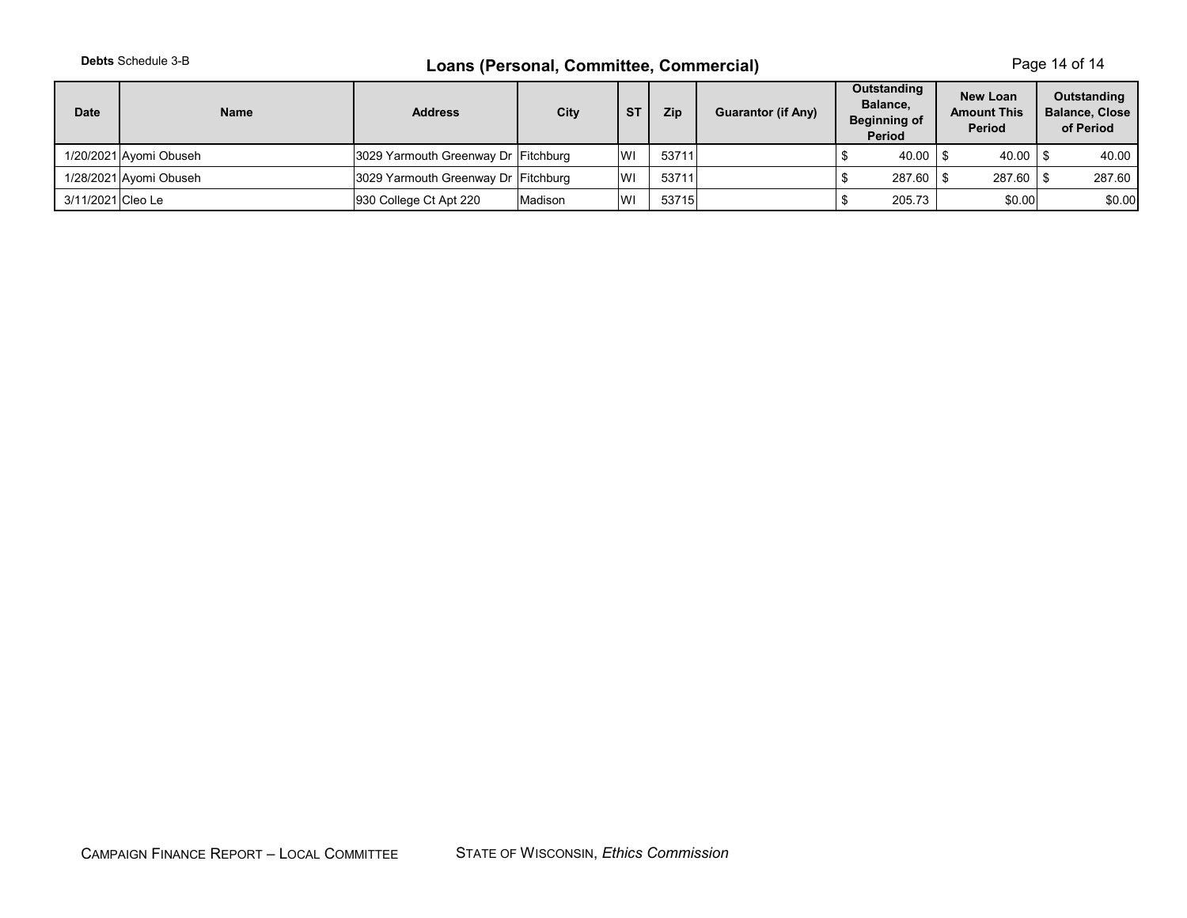**Debts** Schedule 3-B

## Loans (Personal, Committee, Commercial)

| Date | Name | Address | City | ST | Zip | Guarantor (if Any) | Outstanding Balance, Beginning of Period | New Loan Amount This Period | Outstanding Balance, Close of Period |
|---|---|---|---|---|---|---|---|---|---|
| 1/20/2021 | Ayomi Obuseh | 3029 Yarmouth Greenway Dr | Fitchburg | WI | 53711 | | $ 40.00 | $ 40.00 | $ 40.00 |
| 1/28/2021 | Ayomi Obuseh | 3029 Yarmouth Greenway Dr | Fitchburg | WI | 53711 | | $ 287.60 | $ 287.60 | $ 287.60 |
| 3/11/2021 | Cleo Le | 930 College Ct Apt 220 | Madison | WI | 53715 | | $ 205.73 | $0.00 | $0.00 |

CAMPAIGN FINANCE REPORT – LOCAL COMMITTEE     STATE OF WISCONSIN, *Ethics Commission*